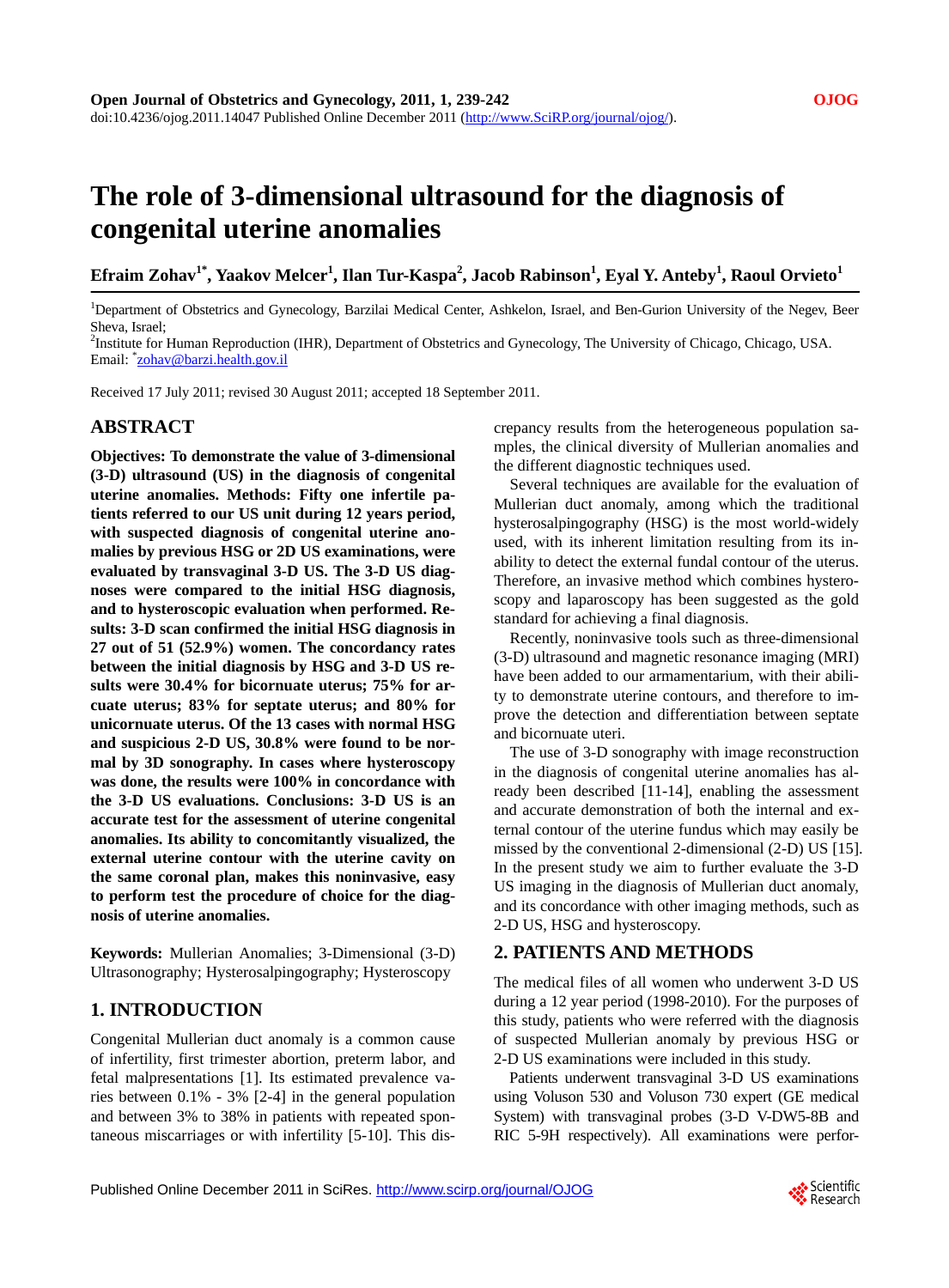# The role of 3-dimensional ultrasound for the diagnosis of congenital uterine anomalies

**Efraim Zohav[1*], Yaakov Melcer[1], Ilan Tur-Kaspa[2], Jacob Rabinson[1], Eyal Y. Anteby[1], Raoul Orvieto[1]**

[1]Department of Obstetrics and Gynecology, Barzilai Medical Center, Ashkelon, Israel, and Ben-Gurion University of the Negev, Beer Sheva, Israel;
[2]Institute for Human Reproduction (IHR), Department of Obstetrics and Gynecology, The University of Chicago, Chicago, USA.
Email: [*]zohav@barzi.health.gov.il

Received 17 July 2011; revised 30 August 2011; accepted 18 September 2011.

## ABSTRACT

**Objectives: To demonstrate the value of 3-dimensional (3-D) ultrasound (US) in the diagnosis of congenital uterine anomalies. Methods: Fifty one infertile patients referred to our US unit during 12 years period, with suspected diagnosis of congenital uterine anomalies by previous HSG or 2D US examinations, were evaluated by transvaginal 3-D US. The 3-D US diagnoses were compared to the initial HSG diagnosis, and to hysteroscopic evaluation when performed. Results: 3-D scan confirmed the initial HSG diagnosis in 27 out of 51 (52.9%) women. The concordancy rates between the initial diagnosis by HSG and 3-D US results were 30.4% for bicornuate uterus; 75% for arcuate uterus; 83% for septate uterus; and 80% for unicornuate uterus. Of the 13 cases with normal HSG and suspicious 2-D US, 30.8% were found to be normal by 3D sonography. In cases where hysteroscopy was done, the results were 100% in concordance with the 3-D US evaluations. Conclusions: 3-D US is an accurate test for the assessment of uterine congenital anomalies. Its ability to concomitantly visualized, the external uterine contour with the uterine cavity on the same coronal plan, makes this noninvasive, easy to perform test the procedure of choice for the diagnosis of uterine anomalies.**

**Keywords:** Mullerian Anomalies; 3-Dimensional (3-D) Ultrasonography; Hysterosalpingography; Hysteroscopy

## 1. INTRODUCTION

Congenital Mullerian duct anomaly is a common cause of infertility, first trimester abortion, preterm labor, and fetal malpresentations [1]. Its estimated prevalence varies between 0.1% - 3% [2-4] in the general population and between 3% to 38% in patients with repeated spontaneous miscarriages or with infertility [5-10]. This discrepancy results from the heterogeneous population samples, the clinical diversity of Mullerian anomalies and the different diagnostic techniques used.

Several techniques are available for the evaluation of Mullerian duct anomaly, among which the traditional hysterosalpingography (HSG) is the most world-widely used, with its inherent limitation resulting from its inability to detect the external fundal contour of the uterus. Therefore, an invasive method which combines hysteroscopy and laparoscopy has been suggested as the gold standard for achieving a final diagnosis.

Recently, noninvasive tools such as three-dimensional (3-D) ultrasound and magnetic resonance imaging (MRI) have been added to our armamentarium, with their ability to demonstrate uterine contours, and therefore to improve the detection and differentiation between septate and bicornuate uteri.

The use of 3-D sonography with image reconstruction in the diagnosis of congenital uterine anomalies has already been described [11-14], enabling the assessment and accurate demonstration of both the internal and external contour of the uterine fundus which may easily be missed by the conventional 2-dimensional (2-D) US [15]. In the present study we aim to further evaluate the 3-D US imaging in the diagnosis of Mullerian duct anomaly, and its concordance with other imaging methods, such as 2-D US, HSG and hysteroscopy.

## 2. PATIENTS AND METHODS

The medical files of all women who underwent 3-D US during a 12 year period (1998-2010). For the purposes of this study, patients who were referred with the diagnosis of suspected Mullerian anomaly by previous HSG or 2-D US examinations were included in this study.

Patients underwent transvaginal 3-D US examinations using Voluson 530 and Voluson 730 expert (GE medical System) with transvaginal probes (3-D V-DW5-8B and RIC 5-9H respectively). All examinations were perfor-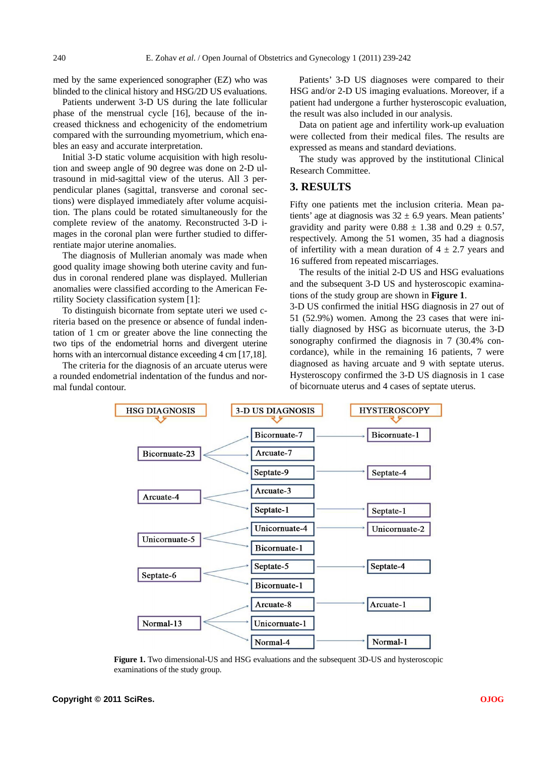med by the same experienced sonographer (EZ) who was blinded to the clinical history and HSG/2D US evaluations.

Patients underwent 3-D US during the late follicular phase of the menstrual cycle [16], because of the increased thickness and echogenicity of the endometrium compared with the surrounding myometrium, which enables an easy and accurate interpretation.

Initial 3-D static volume acquisition with high resolution and sweep angle of 90 degree was done on 2-D ultrasound in mid-sagittal view of the uterus. All 3 perpendicular planes (sagittal, transverse and coronal sections) were displayed immediately after volume acquisition. The plans could be rotated simultaneously for the complete review of the anatomy. Reconstructed 3-D images in the coronal plan were further studied to differentiate major uterine anomalies.

The diagnosis of Mullerian anomaly was made when good quality image showing both uterine cavity and fundus in coronal rendered plane was displayed. Mullerian anomalies were classified according to the American Fertility Society classification system [1]:

To distinguish bicornate from septate uteri we used criteria based on the presence or absence of fundal indentation of 1 cm or greater above the line connecting the two tips of the endometrial horns and divergent uterine horns with an intercornual distance exceeding 4 cm [17,18].

The criteria for the diagnosis of an arcuate uterus were a rounded endometrial indentation of the fundus and normal fundal contour.

Patients' 3-D US diagnoses were compared to their HSG and/or 2-D US imaging evaluations. Moreover, if a patient had undergone a further hysteroscopic evaluation, the result was also included in our analysis.

Data on patient age and infertility work-up evaluation were collected from their medical files. The results are expressed as means and standard deviations.

The study was approved by the institutional Clinical Research Committee.

## 3. RESULTS

Fifty one patients met the inclusion criteria. Mean patients' age at diagnosis was 32 ± 6.9 years. Mean patients' gravidity and parity were 0.88 ± 1.38 and 0.29 ± 0.57, respectively. Among the 51 women, 35 had a diagnosis of infertility with a mean duration of 4 ± 2.7 years and 16 suffered from repeated miscarriages.

The results of the initial 2-D US and HSG evaluations and the subsequent 3-D US and hysteroscopic examinations of the study group are shown in **Figure 1**.

3-D US confirmed the initial HSG diagnosis in 27 out of 51 (52.9%) women. Among the 23 cases that were initially diagnosed by HSG as bicornuate uterus, the 3-D sonography confirmed the diagnosis in 7 (30.4% concordance), while in the remaining 16 patients, 7 were diagnosed as having arcuate and 9 with septate uterus. Hysteroscopy confirmed the 3-D US diagnosis in 1 case of bicornuate uterus and 4 cases of septate uterus.

| HSG DIAGNOSIS | 3-D US DIAGNOSIS | HYSTEROSCOPY |
|---|---|---|
| Bicornuate-23 | Bicornuate-7 | Bicornuate-1 |
| | Arcuate-7 | |
| | Septate-9 | Septate-4 |
| Arcuate-4 | Arcuate-3 | |
| | Septate-1 | Septate-1 |
| Unicornuate-5 | Unicornuate-4 | Unicornuate-2 |
| | Bicornuate-1 | |
| Septate-6 | Septate-5 | Septate-4 |
| | Bicornuate-1 | |
| Normal-13 | Arcuate-8 | Arcuate-1 |
| | Unicornuate-1 | |
| | Normal-4 | Normal-1 |

**Figure 1.** Two dimensional-US and HSG evaluations and the subsequent 3D-US and hysteroscopic examinations of the study group.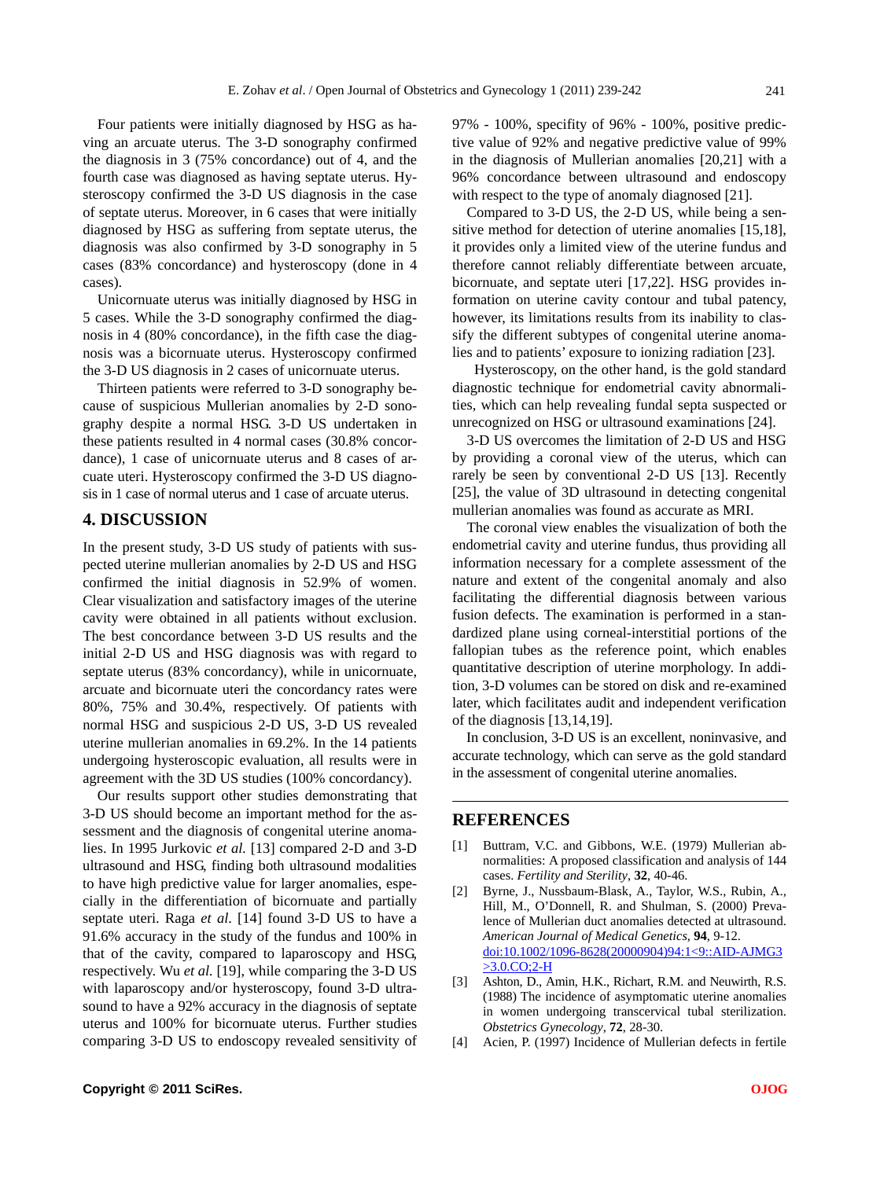Four patients were initially diagnosed by HSG as having an arcuate uterus. The 3-D sonography confirmed the diagnosis in 3 (75% concordance) out of 4, and the fourth case was diagnosed as having septate uterus. Hysteroscopy confirmed the 3-D US diagnosis in the case of septate uterus. Moreover, in 6 cases that were initially diagnosed by HSG as suffering from septate uterus, the diagnosis was also confirmed by 3-D sonography in 5 cases (83% concordance) and hysteroscopy (done in 4 cases).

Unicornuate uterus was initially diagnosed by HSG in 5 cases. While the 3-D sonography confirmed the diagnosis in 4 (80% concordance), in the fifth case the diagnosis was a bicornuate uterus. Hysteroscopy confirmed the 3-D US diagnosis in 2 cases of unicornuate uterus.

Thirteen patients were referred to 3-D sonography because of suspicious Mullerian anomalies by 2-D sonography despite a normal HSG. 3-D US undertaken in these patients resulted in 4 normal cases (30.8% concordance), 1 case of unicornuate uterus and 8 cases of arcuate uteri. Hysteroscopy confirmed the 3-D US diagnosis in 1 case of normal uterus and 1 case of arcuate uterus.

## 4. DISCUSSION

In the present study, 3-D US study of patients with suspected uterine mullerian anomalies by 2-D US and HSG confirmed the initial diagnosis in 52.9% of women. Clear visualization and satisfactory images of the uterine cavity were obtained in all patients without exclusion. The best concordance between 3-D US results and the initial 2-D US and HSG diagnosis was with regard to septate uterus (83% concordancy), while in unicornuate, arcuate and bicornuate uteri the concordancy rates were 80%, 75% and 30.4%, respectively. Of patients with normal HSG and suspicious 2-D US, 3-D US revealed uterine mullerian anomalies in 69.2%. In the 14 patients undergoing hysteroscopic evaluation, all results were in agreement with the 3D US studies (100% concordancy).

Our results support other studies demonstrating that 3-D US should become an important method for the assessment and the diagnosis of congenital uterine anomalies. In 1995 Jurkovic *et al.* [13] compared 2-D and 3-D ultrasound and HSG, finding both ultrasound modalities to have high predictive value for larger anomalies, especially in the differentiation of bicornuate and partially septate uteri. Raga *et al.* [14] found 3-D US to have a 91.6% accuracy in the study of the fundus and 100% in that of the cavity, compared to laparoscopy and HSG, respectively. Wu *et al.* [19], while comparing the 3-D US with laparoscopy and/or hysteroscopy, found 3-D ultrasound to have a 92% accuracy in the diagnosis of septate uterus and 100% for bicornuate uterus. Further studies comparing 3-D US to endoscopy revealed sensitivity of 97% - 100%, specifity of 96% - 100%, positive predictive value of 92% and negative predictive value of 99% in the diagnosis of Mullerian anomalies [20,21] with a 96% concordance between ultrasound and endoscopy with respect to the type of anomaly diagnosed [21].

Compared to 3-D US, the 2-D US, while being a sensitive method for detection of uterine anomalies [15,18], it provides only a limited view of the uterine fundus and therefore cannot reliably differentiate between arcuate, bicornuate, and septate uteri [17,22]. HSG provides information on uterine cavity contour and tubal patency, however, its limitations results from its inability to classify the different subtypes of congenital uterine anomalies and to patients' exposure to ionizing radiation [23].

Hysteroscopy, on the other hand, is the gold standard diagnostic technique for endometrial cavity abnormalities, which can help revealing fundal septa suspected or unrecognized on HSG or ultrasound examinations [24].

3-D US overcomes the limitation of 2-D US and HSG by providing a coronal view of the uterus, which can rarely be seen by conventional 2-D US [13]. Recently [25], the value of 3D ultrasound in detecting congenital mullerian anomalies was found as accurate as MRI.

The coronal view enables the visualization of both the endometrial cavity and uterine fundus, thus providing all information necessary for a complete assessment of the nature and extent of the congenital anomaly and also facilitating the differential diagnosis between various fusion defects. The examination is performed in a standardized plane using corneal-interstitial portions of the fallopian tubes as the reference point, which enables quantitative description of uterine morphology. In addition, 3-D volumes can be stored on disk and re-examined later, which facilitates audit and independent verification of the diagnosis [13,14,19].

In conclusion, 3-D US is an excellent, noninvasive, and accurate technology, which can serve as the gold standard in the assessment of congenital uterine anomalies.

## REFERENCES

[1] Buttram, V.C. and Gibbons, W.E. (1979) Mullerian abnormalities: A proposed classification and analysis of 144 cases. *Fertility and Sterility*, **32**, 40-46.

[2] Byrne, J., Nussbaum-Blask, A., Taylor, W.S., Rubin, A., Hill, M., O'Donnell, R. and Shulman, S. (2000) Prevalence of Mullerian duct anomalies detected at ultrasound. *American Journal of Medical Genetics*, **94**, 9-12. doi:10.1002/1096-8628(20000904)94:1<9::AID-AJMG3>3.0.CO;2-H

[3] Ashton, D., Amin, H.K., Richart, R.M. and Neuwirth, R.S. (1988) The incidence of asymptomatic uterine anomalies in women undergoing transcervical tubal sterilization. *Obstetrics Gynecology*, **72**, 28-30.

[4] Acien, P. (1997) Incidence of Mullerian defects in fertile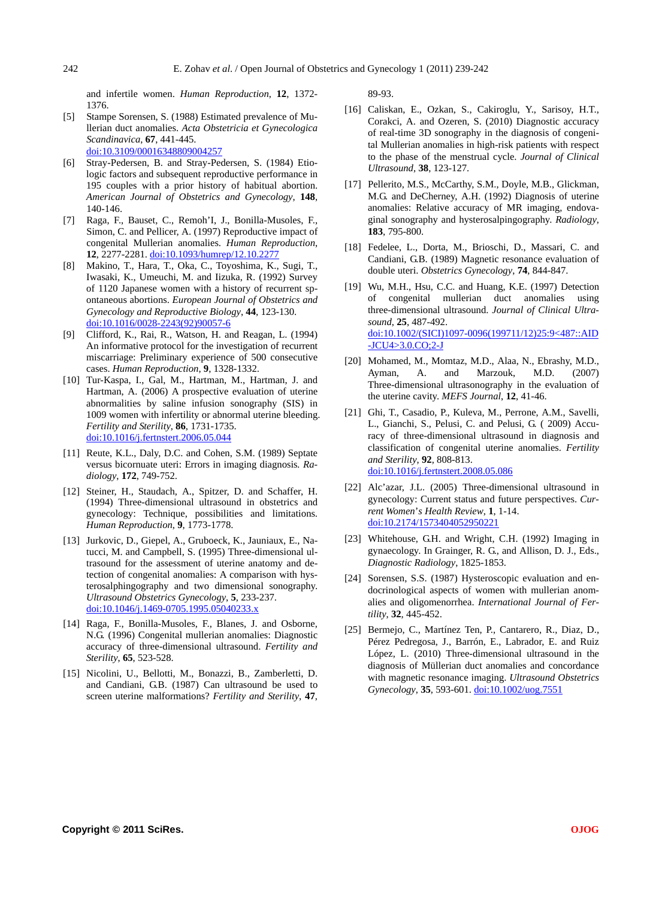and infertile women. *Human Reproduction*, **12**, 1372-1376.

[5] Stampe Sorensen, S. (1988) Estimated prevalence of Mullerian duct anomalies. *Acta Obstetricia et Gynecologica Scandinavica*, **67**, 441-445. doi:10.3109/00016348809004257

[6] Stray-Pedersen, B. and Stray-Pedersen, S. (1984) Etiologic factors and subsequent reproductive performance in 195 couples with a prior history of habitual abortion. *American Journal of Obstetrics and Gynecology*, **148**, 140-146.

[7] Raga, F., Bauset, C., Remoh'I, J., Bonilla-Musoles, F., Simon, C. and Pellicer, A. (1997) Reproductive impact of congenital Mullerian anomalies. *Human Reproduction*, **12**, 2277-2281. doi:10.1093/humrep/12.10.2277

[8] Makino, T., Hara, T., Oka, C., Toyoshima, K., Sugi, T., Iwasaki, K., Umeuchi, M. and Iizuka, R. (1992) Survey of 1120 Japanese women with a history of recurrent spontaneous abortions. *European Journal of Obstetrics and Gynecology and Reproductive Biology*, **44**, 123-130. doi:10.1016/0028-2243(92)90057-6

[9] Clifford, K., Rai, R., Watson, H. and Reagan, L. (1994) An informative protocol for the investigation of recurrent miscarriage: Preliminary experience of 500 consecutive cases. *Human Reproduction*, **9**, 1328-1332.

[10] Tur-Kaspa, I., Gal, M., Hartman, M., Hartman, J. and Hartman, A. (2006) A prospective evaluation of uterine abnormalities by saline infusion sonography (SIS) in 1009 women with infertility or abnormal uterine bleeding. *Fertility and Sterility*, **86**, 1731-1735. doi:10.1016/j.fertnstert.2006.05.044

[11] Reute, K.L., Daly, D.C. and Cohen, S.M. (1989) Septate versus bicornuate uteri: Errors in imaging diagnosis. *Radiology*, **172**, 749-752.

[12] Steiner, H., Staudach, A., Spitzer, D. and Schaffer, H. (1994) Three-dimensional ultrasound in obstetrics and gynecology: Technique, possibilities and limitations. *Human Reproduction*, **9**, 1773-1778.

[13] Jurkovic, D., Giepel, A., Gruboeck, K., Jauniaux, E., Natucci, M. and Campbell, S. (1995) Three-dimensional ultrasound for the assessment of uterine anatomy and detection of congenital anomalies: A comparison with hysterosalphingography and two dimensional sonography. *Ultrasound Obstetrics Gynecology*, **5**, 233-237. doi:10.1046/j.1469-0705.1995.05040233.x

[14] Raga, F., Bonilla-Musoles, F., Blanes, J. and Osborne, N.G. (1996) Congenital mullerian anomalies: Diagnostic accuracy of three-dimensional ultrasound. *Fertility and Sterility*, **65**, 523-528.

[15] Nicolini, U., Bellotti, M., Bonazzi, B., Zamberletti, D. and Candiani, G.B. (1987) Can ultrasound be used to screen uterine malformations? *Fertility and Sterility*, **47**, 89-93.

[16] Caliskan, E., Ozkan, S., Cakiroglu, Y., Sarisoy, H.T., Corakci, A. and Ozeren, S. (2010) Diagnostic accuracy of real-time 3D sonography in the diagnosis of congenital Mullerian anomalies in high-risk patients with respect to the phase of the menstrual cycle. *Journal of Clinical Ultrasound*, **38**, 123-127.

[17] Pellerito, M.S., McCarthy, S.M., Doyle, M.B., Glickman, M.G. and DeCherney, A.H. (1992) Diagnosis of uterine anomalies: Relative accuracy of MR imaging, endovaginal sonography and hysterosalpingography. *Radiology*, **183**, 795-800.

[18] Fedelee, L., Dorta, M., Brioschi, D., Massari, C. and Candiani, G.B. (1989) Magnetic resonance evaluation of double uteri. *Obstetrics Gynecology*, **74**, 844-847.

[19] Wu, M.H., Hsu, C.C. and Huang, K.E. (1997) Detection of congenital mullerian duct anomalies using three-dimensional ultrasound. *Journal of Clinical Ultrasound*, **25**, 487-492. doi:10.1002/(SICI)1097-0096(199711/12)25:9<487::AID-JCU4>3.0.CO;2-J

[20] Mohamed, M., Momtaz, M.D., Alaa, N., Ebrashy, M.D., Ayman, A. and Marzouk, M.D. (2007) Three-dimensional ultrasonography in the evaluation of the uterine cavity. *MEFS Journal*, **12**, 41-46.

[21] Ghi, T., Casadio, P., Kuleva, M., Perrone, A.M., Savelli, L., Gianchi, S., Pelusi, C. and Pelusi, G. ( 2009) Accuracy of three-dimensional ultrasound in diagnosis and classification of congenital uterine anomalies. *Fertility and Sterility*, **92**, 808-813. doi:10.1016/j.fertnstert.2008.05.086

[22] Alc'azar, J.L. (2005) Three-dimensional ultrasound in gynecology: Current status and future perspectives. *Current Women's Health Review*, **1**, 1-14. doi:10.2174/1573404052950221

[23] Whitehouse, G.H. and Wright, C.H. (1992) Imaging in gynaecology. In Grainger, R. G., and Allison, D. J., Eds., *Diagnostic Radiology*, 1825-1853.

[24] Sorensen, S.S. (1987) Hysteroscopic evaluation and endocrinological aspects of women with mullerian anomalies and oligomenorrhea. *International Journal of Fertility*, **32**, 445-452.

[25] Bermejo, C., Martínez Ten, P., Cantarero, R., Diaz, D., Pérez Pedregosa, J., Barrón, E., Labrador, E. and Ruiz López, L. (2010) Three-dimensional ultrasound in the diagnosis of Müllerian duct anomalies and concordance with magnetic resonance imaging. *Ultrasound Obstetrics Gynecology*, **35**, 593-601. doi:10.1002/uog.7551